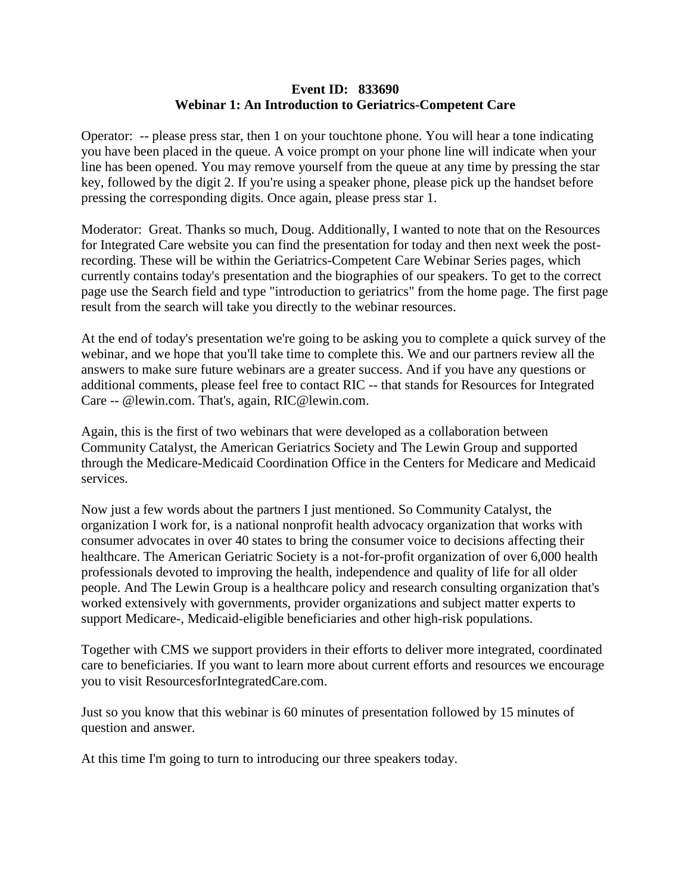**Event ID: 833690**
**Webinar 1: An Introduction to Geriatrics-Competent Care**

Operator: -- please press star, then 1 on your touchtone phone. You will hear a tone indicating you have been placed in the queue. A voice prompt on your phone line will indicate when your line has been opened. You may remove yourself from the queue at any time by pressing the star key, followed by the digit 2. If you're using a speaker phone, please pick up the handset before pressing the corresponding digits. Once again, please press star 1.

Moderator: Great. Thanks so much, Doug. Additionally, I wanted to note that on the Resources for Integrated Care website you can find the presentation for today and then next week the post-recording. These will be within the Geriatrics-Competent Care Webinar Series pages, which currently contains today's presentation and the biographies of our speakers. To get to the correct page use the Search field and type "introduction to geriatrics" from the home page. The first page result from the search will take you directly to the webinar resources.

At the end of today's presentation we're going to be asking you to complete a quick survey of the webinar, and we hope that you'll take time to complete this. We and our partners review all the answers to make sure future webinars are a greater success. And if you have any questions or additional comments, please feel free to contact RIC -- that stands for Resources for Integrated Care -- @lewin.com. That's, again, RIC@lewin.com.

Again, this is the first of two webinars that were developed as a collaboration between Community Catalyst, the American Geriatrics Society and The Lewin Group and supported through the Medicare-Medicaid Coordination Office in the Centers for Medicare and Medicaid services.

Now just a few words about the partners I just mentioned. So Community Catalyst, the organization I work for, is a national nonprofit health advocacy organization that works with consumer advocates in over 40 states to bring the consumer voice to decisions affecting their healthcare. The American Geriatric Society is a not-for-profit organization of over 6,000 health professionals devoted to improving the health, independence and quality of life for all older people. And The Lewin Group is a healthcare policy and research consulting organization that's worked extensively with governments, provider organizations and subject matter experts to support Medicare-, Medicaid-eligible beneficiaries and other high-risk populations.

Together with CMS we support providers in their efforts to deliver more integrated, coordinated care to beneficiaries. If you want to learn more about current efforts and resources we encourage you to visit ResourcesforIntegratedCare.com.

Just so you know that this webinar is 60 minutes of presentation followed by 15 minutes of question and answer.

At this time I'm going to turn to introducing our three speakers today.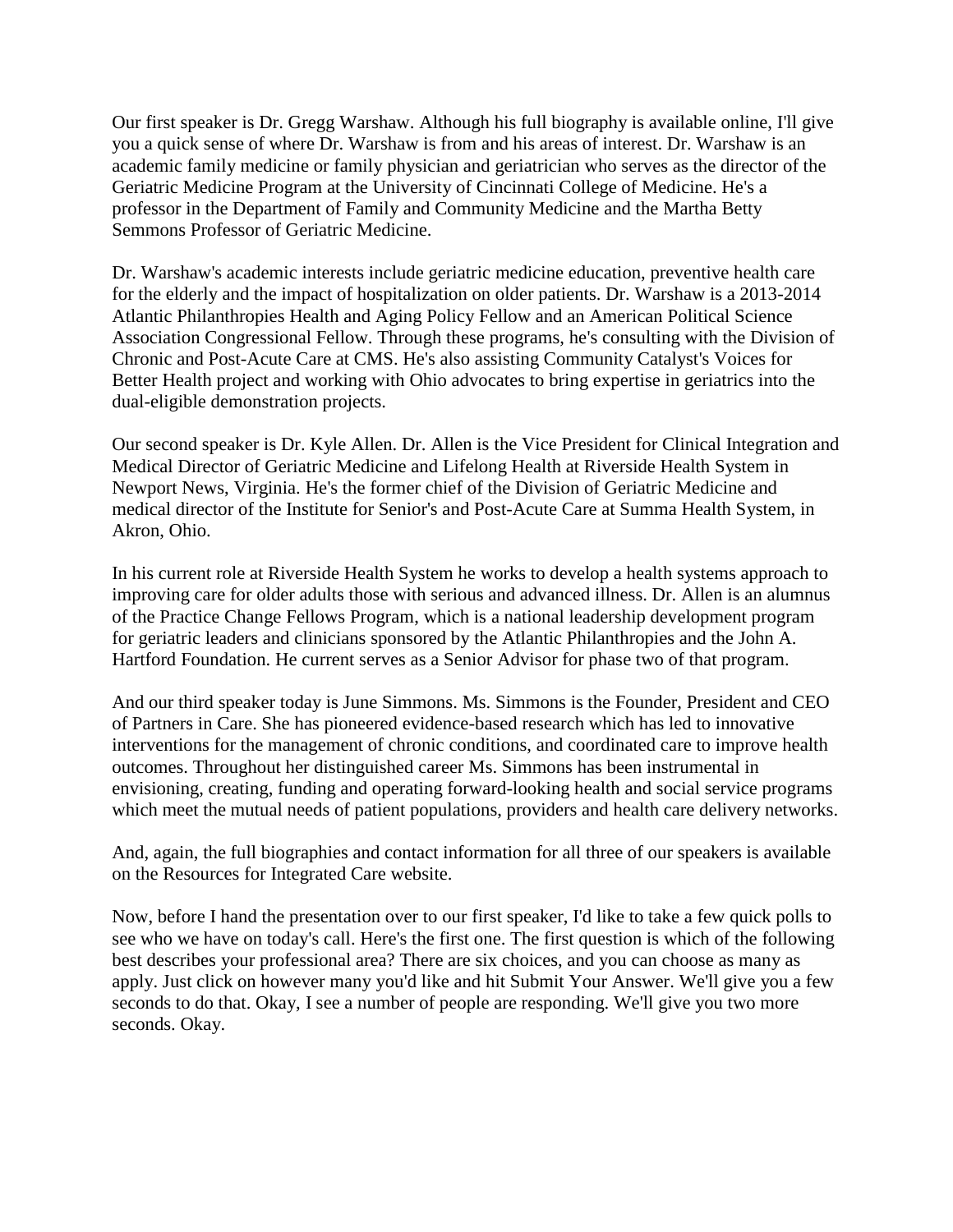Our first speaker is Dr. Gregg Warshaw. Although his full biography is available online, I'll give you a quick sense of where Dr. Warshaw is from and his areas of interest. Dr. Warshaw is an academic family medicine or family physician and geriatrician who serves as the director of the Geriatric Medicine Program at the University of Cincinnati College of Medicine. He's a professor in the Department of Family and Community Medicine and the Martha Betty Semmons Professor of Geriatric Medicine.

Dr. Warshaw's academic interests include geriatric medicine education, preventive health care for the elderly and the impact of hospitalization on older patients. Dr. Warshaw is a 2013-2014 Atlantic Philanthropies Health and Aging Policy Fellow and an American Political Science Association Congressional Fellow. Through these programs, he's consulting with the Division of Chronic and Post-Acute Care at CMS. He's also assisting Community Catalyst's Voices for Better Health project and working with Ohio advocates to bring expertise in geriatrics into the dual-eligible demonstration projects.

Our second speaker is Dr. Kyle Allen. Dr. Allen is the Vice President for Clinical Integration and Medical Director of Geriatric Medicine and Lifelong Health at Riverside Health System in Newport News, Virginia. He's the former chief of the Division of Geriatric Medicine and medical director of the Institute for Senior's and Post-Acute Care at Summa Health System, in Akron, Ohio.

In his current role at Riverside Health System he works to develop a health systems approach to improving care for older adults those with serious and advanced illness. Dr. Allen is an alumnus of the Practice Change Fellows Program, which is a national leadership development program for geriatric leaders and clinicians sponsored by the Atlantic Philanthropies and the John A. Hartford Foundation. He current serves as a Senior Advisor for phase two of that program.

And our third speaker today is June Simmons. Ms. Simmons is the Founder, President and CEO of Partners in Care. She has pioneered evidence-based research which has led to innovative interventions for the management of chronic conditions, and coordinated care to improve health outcomes. Throughout her distinguished career Ms. Simmons has been instrumental in envisioning, creating, funding and operating forward-looking health and social service programs which meet the mutual needs of patient populations, providers and health care delivery networks.

And, again, the full biographies and contact information for all three of our speakers is available on the Resources for Integrated Care website.

Now, before I hand the presentation over to our first speaker, I'd like to take a few quick polls to see who we have on today's call. Here's the first one. The first question is which of the following best describes your professional area? There are six choices, and you can choose as many as apply. Just click on however many you'd like and hit Submit Your Answer. We'll give you a few seconds to do that. Okay, I see a number of people are responding. We'll give you two more seconds. Okay.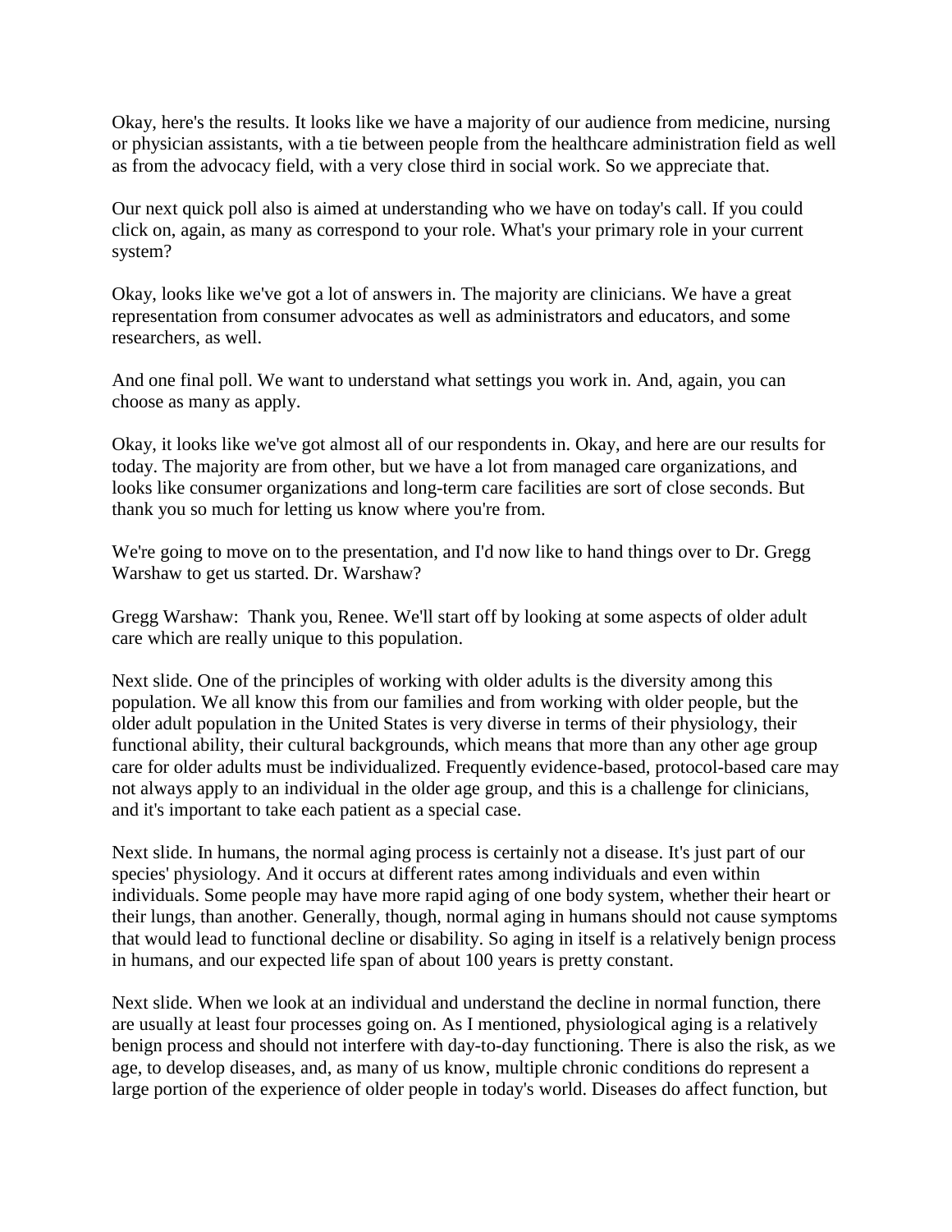Okay, here's the results. It looks like we have a majority of our audience from medicine, nursing or physician assistants, with a tie between people from the healthcare administration field as well as from the advocacy field, with a very close third in social work. So we appreciate that.

Our next quick poll also is aimed at understanding who we have on today's call. If you could click on, again, as many as correspond to your role. What's your primary role in your current system?

Okay, looks like we've got a lot of answers in. The majority are clinicians. We have a great representation from consumer advocates as well as administrators and educators, and some researchers, as well.

And one final poll. We want to understand what settings you work in. And, again, you can choose as many as apply.

Okay, it looks like we've got almost all of our respondents in. Okay, and here are our results for today. The majority are from other, but we have a lot from managed care organizations, and looks like consumer organizations and long-term care facilities are sort of close seconds. But thank you so much for letting us know where you're from.

We're going to move on to the presentation, and I'd now like to hand things over to Dr. Gregg Warshaw to get us started. Dr. Warshaw?

Gregg Warshaw: Thank you, Renee. We'll start off by looking at some aspects of older adult care which are really unique to this population.

Next slide. One of the principles of working with older adults is the diversity among this population. We all know this from our families and from working with older people, but the older adult population in the United States is very diverse in terms of their physiology, their functional ability, their cultural backgrounds, which means that more than any other age group care for older adults must be individualized. Frequently evidence-based, protocol-based care may not always apply to an individual in the older age group, and this is a challenge for clinicians, and it's important to take each patient as a special case.

Next slide. In humans, the normal aging process is certainly not a disease. It's just part of our species' physiology. And it occurs at different rates among individuals and even within individuals. Some people may have more rapid aging of one body system, whether their heart or their lungs, than another. Generally, though, normal aging in humans should not cause symptoms that would lead to functional decline or disability. So aging in itself is a relatively benign process in humans, and our expected life span of about 100 years is pretty constant.

Next slide. When we look at an individual and understand the decline in normal function, there are usually at least four processes going on. As I mentioned, physiological aging is a relatively benign process and should not interfere with day-to-day functioning. There is also the risk, as we age, to develop diseases, and, as many of us know, multiple chronic conditions do represent a large portion of the experience of older people in today's world. Diseases do affect function, but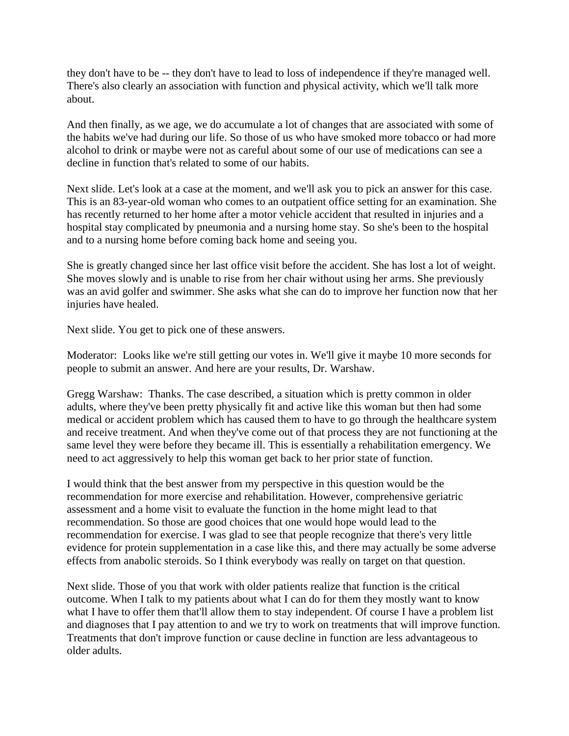they don't have to be -- they don't have to lead to loss of independence if they're managed well. There's also clearly an association with function and physical activity, which we'll talk more about.

And then finally, as we age, we do accumulate a lot of changes that are associated with some of the habits we've had during our life. So those of us who have smoked more tobacco or had more alcohol to drink or maybe were not as careful about some of our use of medications can see a decline in function that's related to some of our habits.

Next slide. Let's look at a case at the moment, and we'll ask you to pick an answer for this case. This is an 83-year-old woman who comes to an outpatient office setting for an examination. She has recently returned to her home after a motor vehicle accident that resulted in injuries and a hospital stay complicated by pneumonia and a nursing home stay. So she's been to the hospital and to a nursing home before coming back home and seeing you.

She is greatly changed since her last office visit before the accident. She has lost a lot of weight. She moves slowly and is unable to rise from her chair without using her arms. She previously was an avid golfer and swimmer. She asks what she can do to improve her function now that her injuries have healed.

Next slide. You get to pick one of these answers.

Moderator: Looks like we're still getting our votes in. We'll give it maybe 10 more seconds for people to submit an answer. And here are your results, Dr. Warshaw.

Gregg Warshaw: Thanks. The case described, a situation which is pretty common in older adults, where they've been pretty physically fit and active like this woman but then had some medical or accident problem which has caused them to have to go through the healthcare system and receive treatment. And when they've come out of that process they are not functioning at the same level they were before they became ill. This is essentially a rehabilitation emergency. We need to act aggressively to help this woman get back to her prior state of function.

I would think that the best answer from my perspective in this question would be the recommendation for more exercise and rehabilitation. However, comprehensive geriatric assessment and a home visit to evaluate the function in the home might lead to that recommendation. So those are good choices that one would hope would lead to the recommendation for exercise. I was glad to see that people recognize that there's very little evidence for protein supplementation in a case like this, and there may actually be some adverse effects from anabolic steroids. So I think everybody was really on target on that question.

Next slide. Those of you that work with older patients realize that function is the critical outcome. When I talk to my patients about what I can do for them they mostly want to know what I have to offer them that'll allow them to stay independent. Of course I have a problem list and diagnoses that I pay attention to and we try to work on treatments that will improve function. Treatments that don't improve function or cause decline in function are less advantageous to older adults.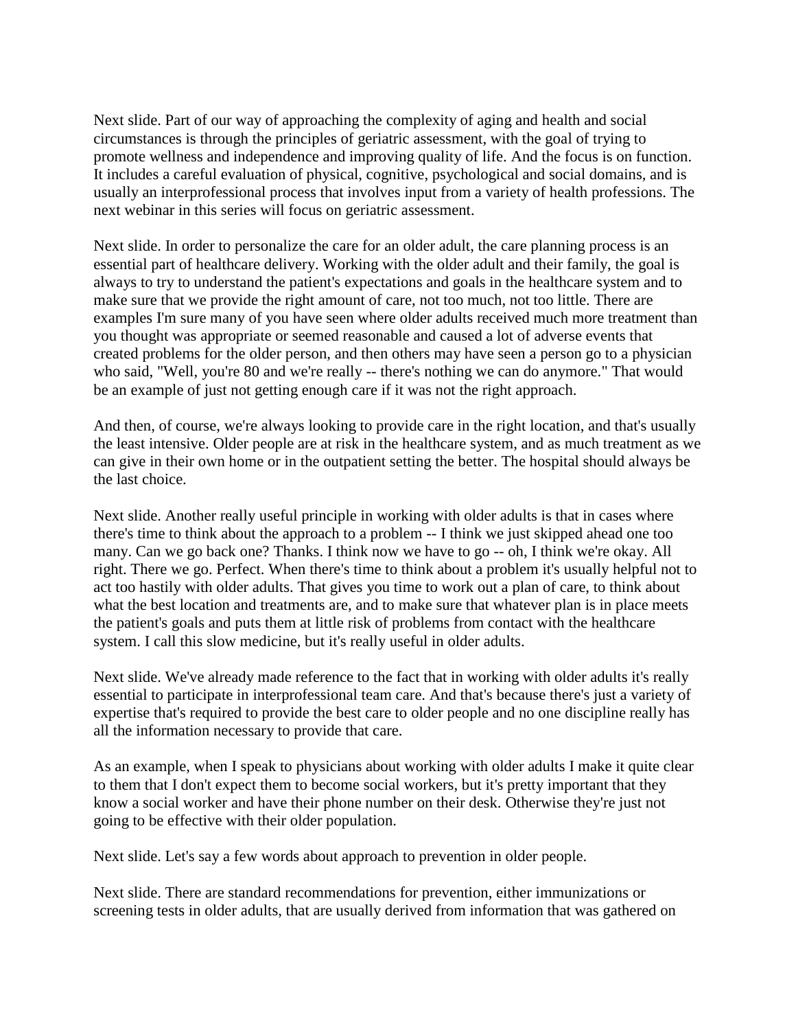Next slide. Part of our way of approaching the complexity of aging and health and social circumstances is through the principles of geriatric assessment, with the goal of trying to promote wellness and independence and improving quality of life. And the focus is on function. It includes a careful evaluation of physical, cognitive, psychological and social domains, and is usually an interprofessional process that involves input from a variety of health professions. The next webinar in this series will focus on geriatric assessment.

Next slide. In order to personalize the care for an older adult, the care planning process is an essential part of healthcare delivery. Working with the older adult and their family, the goal is always to try to understand the patient's expectations and goals in the healthcare system and to make sure that we provide the right amount of care, not too much, not too little. There are examples I'm sure many of you have seen where older adults received much more treatment than you thought was appropriate or seemed reasonable and caused a lot of adverse events that created problems for the older person, and then others may have seen a person go to a physician who said, "Well, you're 80 and we're really -- there's nothing we can do anymore." That would be an example of just not getting enough care if it was not the right approach.

And then, of course, we're always looking to provide care in the right location, and that's usually the least intensive. Older people are at risk in the healthcare system, and as much treatment as we can give in their own home or in the outpatient setting the better. The hospital should always be the last choice.

Next slide. Another really useful principle in working with older adults is that in cases where there's time to think about the approach to a problem -- I think we just skipped ahead one too many. Can we go back one? Thanks. I think now we have to go -- oh, I think we're okay. All right. There we go. Perfect. When there's time to think about a problem it's usually helpful not to act too hastily with older adults. That gives you time to work out a plan of care, to think about what the best location and treatments are, and to make sure that whatever plan is in place meets the patient's goals and puts them at little risk of problems from contact with the healthcare system. I call this slow medicine, but it's really useful in older adults.

Next slide. We've already made reference to the fact that in working with older adults it's really essential to participate in interprofessional team care. And that's because there's just a variety of expertise that's required to provide the best care to older people and no one discipline really has all the information necessary to provide that care.

As an example, when I speak to physicians about working with older adults I make it quite clear to them that I don't expect them to become social workers, but it's pretty important that they know a social worker and have their phone number on their desk. Otherwise they're just not going to be effective with their older population.

Next slide. Let's say a few words about approach to prevention in older people.

Next slide. There are standard recommendations for prevention, either immunizations or screening tests in older adults, that are usually derived from information that was gathered on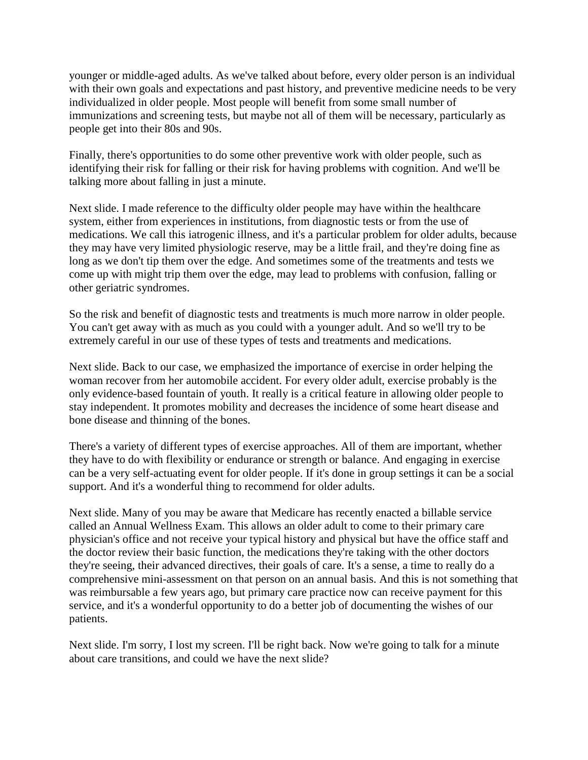younger or middle-aged adults. As we've talked about before, every older person is an individual with their own goals and expectations and past history, and preventive medicine needs to be very individualized in older people. Most people will benefit from some small number of immunizations and screening tests, but maybe not all of them will be necessary, particularly as people get into their 80s and 90s.

Finally, there's opportunities to do some other preventive work with older people, such as identifying their risk for falling or their risk for having problems with cognition. And we'll be talking more about falling in just a minute.

Next slide. I made reference to the difficulty older people may have within the healthcare system, either from experiences in institutions, from diagnostic tests or from the use of medications. We call this iatrogenic illness, and it's a particular problem for older adults, because they may have very limited physiologic reserve, may be a little frail, and they're doing fine as long as we don't tip them over the edge. And sometimes some of the treatments and tests we come up with might trip them over the edge, may lead to problems with confusion, falling or other geriatric syndromes.

So the risk and benefit of diagnostic tests and treatments is much more narrow in older people. You can't get away with as much as you could with a younger adult. And so we'll try to be extremely careful in our use of these types of tests and treatments and medications.

Next slide. Back to our case, we emphasized the importance of exercise in order helping the woman recover from her automobile accident. For every older adult, exercise probably is the only evidence-based fountain of youth. It really is a critical feature in allowing older people to stay independent. It promotes mobility and decreases the incidence of some heart disease and bone disease and thinning of the bones.

There's a variety of different types of exercise approaches. All of them are important, whether they have to do with flexibility or endurance or strength or balance. And engaging in exercise can be a very self-actuating event for older people. If it's done in group settings it can be a social support. And it's a wonderful thing to recommend for older adults.

Next slide. Many of you may be aware that Medicare has recently enacted a billable service called an Annual Wellness Exam. This allows an older adult to come to their primary care physician's office and not receive your typical history and physical but have the office staff and the doctor review their basic function, the medications they're taking with the other doctors they're seeing, their advanced directives, their goals of care. It's a sense, a time to really do a comprehensive mini-assessment on that person on an annual basis. And this is not something that was reimbursable a few years ago, but primary care practice now can receive payment for this service, and it's a wonderful opportunity to do a better job of documenting the wishes of our patients.

Next slide. I'm sorry, I lost my screen. I'll be right back. Now we're going to talk for a minute about care transitions, and could we have the next slide?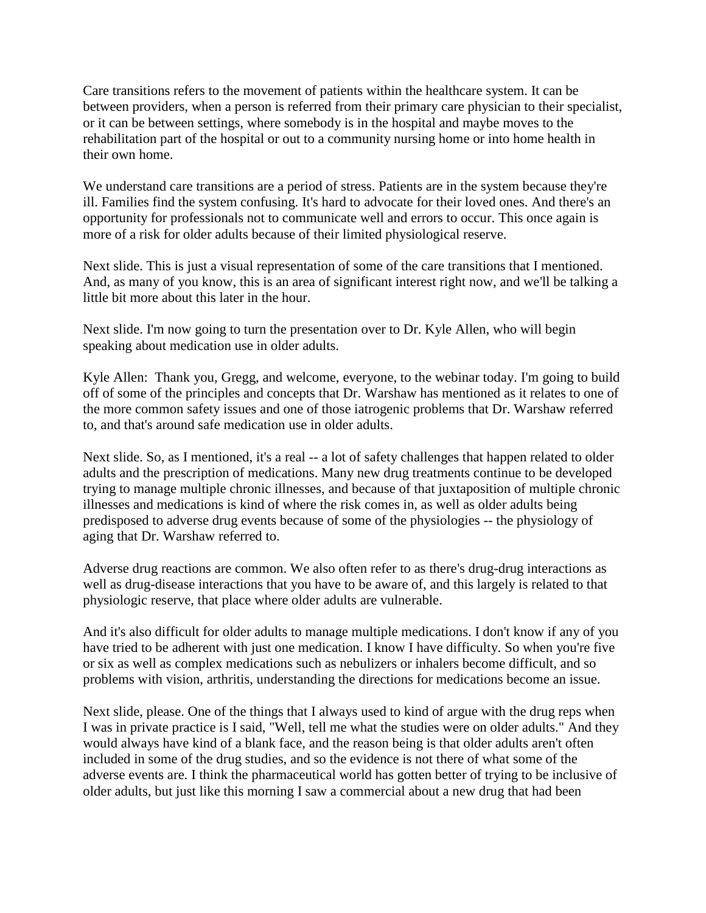Care transitions refers to the movement of patients within the healthcare system. It can be between providers, when a person is referred from their primary care physician to their specialist, or it can be between settings, where somebody is in the hospital and maybe moves to the rehabilitation part of the hospital or out to a community nursing home or into home health in their own home.

We understand care transitions are a period of stress. Patients are in the system because they're ill. Families find the system confusing. It's hard to advocate for their loved ones. And there's an opportunity for professionals not to communicate well and errors to occur. This once again is more of a risk for older adults because of their limited physiological reserve.

Next slide. This is just a visual representation of some of the care transitions that I mentioned. And, as many of you know, this is an area of significant interest right now, and we'll be talking a little bit more about this later in the hour.

Next slide. I'm now going to turn the presentation over to Dr. Kyle Allen, who will begin speaking about medication use in older adults.

Kyle Allen: Thank you, Gregg, and welcome, everyone, to the webinar today. I'm going to build off of some of the principles and concepts that Dr. Warshaw has mentioned as it relates to one of the more common safety issues and one of those iatrogenic problems that Dr. Warshaw referred to, and that's around safe medication use in older adults.

Next slide. So, as I mentioned, it's a real -- a lot of safety challenges that happen related to older adults and the prescription of medications. Many new drug treatments continue to be developed trying to manage multiple chronic illnesses, and because of that juxtaposition of multiple chronic illnesses and medications is kind of where the risk comes in, as well as older adults being predisposed to adverse drug events because of some of the physiologies -- the physiology of aging that Dr. Warshaw referred to.

Adverse drug reactions are common. We also often refer to as there's drug-drug interactions as well as drug-disease interactions that you have to be aware of, and this largely is related to that physiologic reserve, that place where older adults are vulnerable.

And it's also difficult for older adults to manage multiple medications. I don't know if any of you have tried to be adherent with just one medication. I know I have difficulty. So when you're five or six as well as complex medications such as nebulizers or inhalers become difficult, and so problems with vision, arthritis, understanding the directions for medications become an issue.

Next slide, please. One of the things that I always used to kind of argue with the drug reps when I was in private practice is I said, "Well, tell me what the studies were on older adults." And they would always have kind of a blank face, and the reason being is that older adults aren't often included in some of the drug studies, and so the evidence is not there of what some of the adverse events are. I think the pharmaceutical world has gotten better of trying to be inclusive of older adults, but just like this morning I saw a commercial about a new drug that had been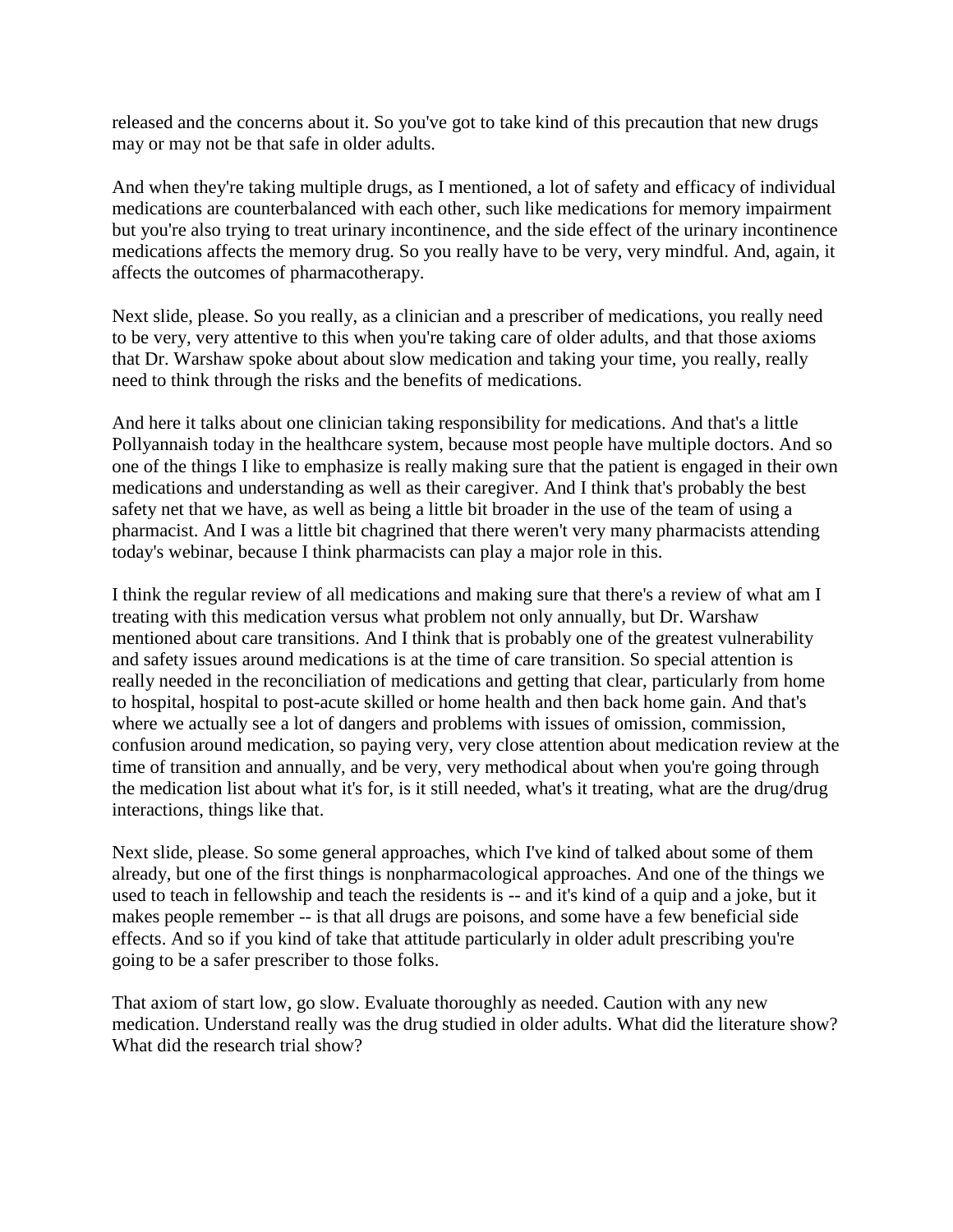released and the concerns about it. So you've got to take kind of this precaution that new drugs may or may not be that safe in older adults.

And when they're taking multiple drugs, as I mentioned, a lot of safety and efficacy of individual medications are counterbalanced with each other, such like medications for memory impairment but you're also trying to treat urinary incontinence, and the side effect of the urinary incontinence medications affects the memory drug. So you really have to be very, very mindful. And, again, it affects the outcomes of pharmacotherapy.

Next slide, please. So you really, as a clinician and a prescriber of medications, you really need to be very, very attentive to this when you're taking care of older adults, and that those axioms that Dr. Warshaw spoke about about slow medication and taking your time, you really, really need to think through the risks and the benefits of medications.

And here it talks about one clinician taking responsibility for medications. And that's a little Pollyannaish today in the healthcare system, because most people have multiple doctors. And so one of the things I like to emphasize is really making sure that the patient is engaged in their own medications and understanding as well as their caregiver. And I think that's probably the best safety net that we have, as well as being a little bit broader in the use of the team of using a pharmacist. And I was a little bit chagrined that there weren't very many pharmacists attending today's webinar, because I think pharmacists can play a major role in this.

I think the regular review of all medications and making sure that there's a review of what am I treating with this medication versus what problem not only annually, but Dr. Warshaw mentioned about care transitions. And I think that is probably one of the greatest vulnerability and safety issues around medications is at the time of care transition. So special attention is really needed in the reconciliation of medications and getting that clear, particularly from home to hospital, hospital to post-acute skilled or home health and then back home gain. And that's where we actually see a lot of dangers and problems with issues of omission, commission, confusion around medication, so paying very, very close attention about medication review at the time of transition and annually, and be very, very methodical about when you're going through the medication list about what it's for, is it still needed, what's it treating, what are the drug/drug interactions, things like that.

Next slide, please. So some general approaches, which I've kind of talked about some of them already, but one of the first things is nonpharmacological approaches. And one of the things we used to teach in fellowship and teach the residents is -- and it's kind of a quip and a joke, but it makes people remember -- is that all drugs are poisons, and some have a few beneficial side effects. And so if you kind of take that attitude particularly in older adult prescribing you're going to be a safer prescriber to those folks.

That axiom of start low, go slow. Evaluate thoroughly as needed. Caution with any new medication. Understand really was the drug studied in older adults. What did the literature show? What did the research trial show?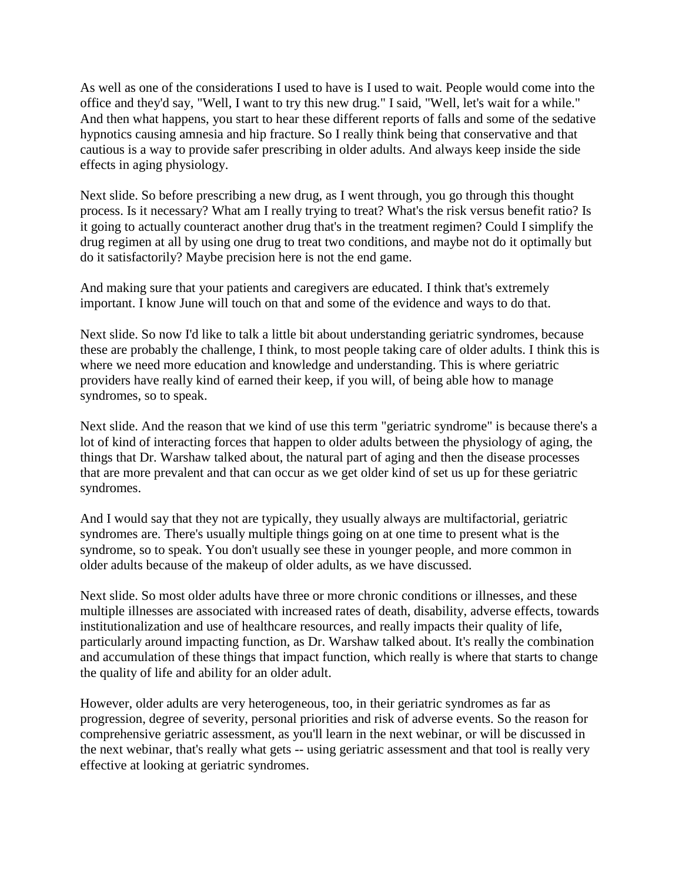As well as one of the considerations I used to have is I used to wait. People would come into the office and they'd say, "Well, I want to try this new drug." I said, "Well, let's wait for a while." And then what happens, you start to hear these different reports of falls and some of the sedative hypnotics causing amnesia and hip fracture. So I really think being that conservative and that cautious is a way to provide safer prescribing in older adults. And always keep inside the side effects in aging physiology.

Next slide. So before prescribing a new drug, as I went through, you go through this thought process. Is it necessary? What am I really trying to treat? What's the risk versus benefit ratio? Is it going to actually counteract another drug that's in the treatment regimen? Could I simplify the drug regimen at all by using one drug to treat two conditions, and maybe not do it optimally but do it satisfactorily? Maybe precision here is not the end game.

And making sure that your patients and caregivers are educated. I think that's extremely important. I know June will touch on that and some of the evidence and ways to do that.

Next slide. So now I'd like to talk a little bit about understanding geriatric syndromes, because these are probably the challenge, I think, to most people taking care of older adults. I think this is where we need more education and knowledge and understanding. This is where geriatric providers have really kind of earned their keep, if you will, of being able how to manage syndromes, so to speak.

Next slide. And the reason that we kind of use this term "geriatric syndrome" is because there's a lot of kind of interacting forces that happen to older adults between the physiology of aging, the things that Dr. Warshaw talked about, the natural part of aging and then the disease processes that are more prevalent and that can occur as we get older kind of set us up for these geriatric syndromes.

And I would say that they not are typically, they usually always are multifactorial, geriatric syndromes are. There's usually multiple things going on at one time to present what is the syndrome, so to speak. You don't usually see these in younger people, and more common in older adults because of the makeup of older adults, as we have discussed.

Next slide. So most older adults have three or more chronic conditions or illnesses, and these multiple illnesses are associated with increased rates of death, disability, adverse effects, towards institutionalization and use of healthcare resources, and really impacts their quality of life, particularly around impacting function, as Dr. Warshaw talked about. It's really the combination and accumulation of these things that impact function, which really is where that starts to change the quality of life and ability for an older adult.

However, older adults are very heterogeneous, too, in their geriatric syndromes as far as progression, degree of severity, personal priorities and risk of adverse events. So the reason for comprehensive geriatric assessment, as you'll learn in the next webinar, or will be discussed in the next webinar, that's really what gets -- using geriatric assessment and that tool is really very effective at looking at geriatric syndromes.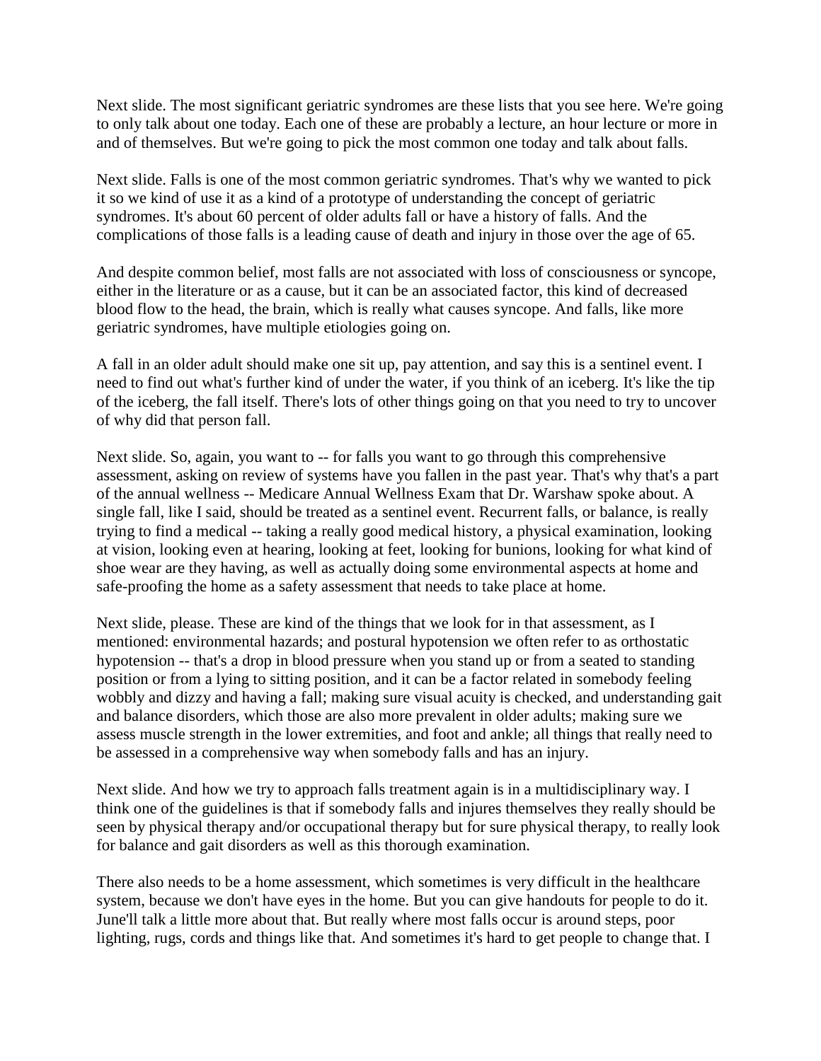Next slide. The most significant geriatric syndromes are these lists that you see here. We're going to only talk about one today. Each one of these are probably a lecture, an hour lecture or more in and of themselves. But we're going to pick the most common one today and talk about falls.

Next slide. Falls is one of the most common geriatric syndromes. That's why we wanted to pick it so we kind of use it as a kind of a prototype of understanding the concept of geriatric syndromes. It's about 60 percent of older adults fall or have a history of falls. And the complications of those falls is a leading cause of death and injury in those over the age of 65.

And despite common belief, most falls are not associated with loss of consciousness or syncope, either in the literature or as a cause, but it can be an associated factor, this kind of decreased blood flow to the head, the brain, which is really what causes syncope. And falls, like more geriatric syndromes, have multiple etiologies going on.

A fall in an older adult should make one sit up, pay attention, and say this is a sentinel event. I need to find out what's further kind of under the water, if you think of an iceberg. It's like the tip of the iceberg, the fall itself. There's lots of other things going on that you need to try to uncover of why did that person fall.

Next slide. So, again, you want to -- for falls you want to go through this comprehensive assessment, asking on review of systems have you fallen in the past year. That's why that's a part of the annual wellness -- Medicare Annual Wellness Exam that Dr. Warshaw spoke about. A single fall, like I said, should be treated as a sentinel event. Recurrent falls, or balance, is really trying to find a medical -- taking a really good medical history, a physical examination, looking at vision, looking even at hearing, looking at feet, looking for bunions, looking for what kind of shoe wear are they having, as well as actually doing some environmental aspects at home and safe-proofing the home as a safety assessment that needs to take place at home.

Next slide, please. These are kind of the things that we look for in that assessment, as I mentioned: environmental hazards; and postural hypotension we often refer to as orthostatic hypotension -- that's a drop in blood pressure when you stand up or from a seated to standing position or from a lying to sitting position, and it can be a factor related in somebody feeling wobbly and dizzy and having a fall; making sure visual acuity is checked, and understanding gait and balance disorders, which those are also more prevalent in older adults; making sure we assess muscle strength in the lower extremities, and foot and ankle; all things that really need to be assessed in a comprehensive way when somebody falls and has an injury.

Next slide. And how we try to approach falls treatment again is in a multidisciplinary way. I think one of the guidelines is that if somebody falls and injures themselves they really should be seen by physical therapy and/or occupational therapy but for sure physical therapy, to really look for balance and gait disorders as well as this thorough examination.

There also needs to be a home assessment, which sometimes is very difficult in the healthcare system, because we don't have eyes in the home. But you can give handouts for people to do it. June'll talk a little more about that. But really where most falls occur is around steps, poor lighting, rugs, cords and things like that. And sometimes it's hard to get people to change that. I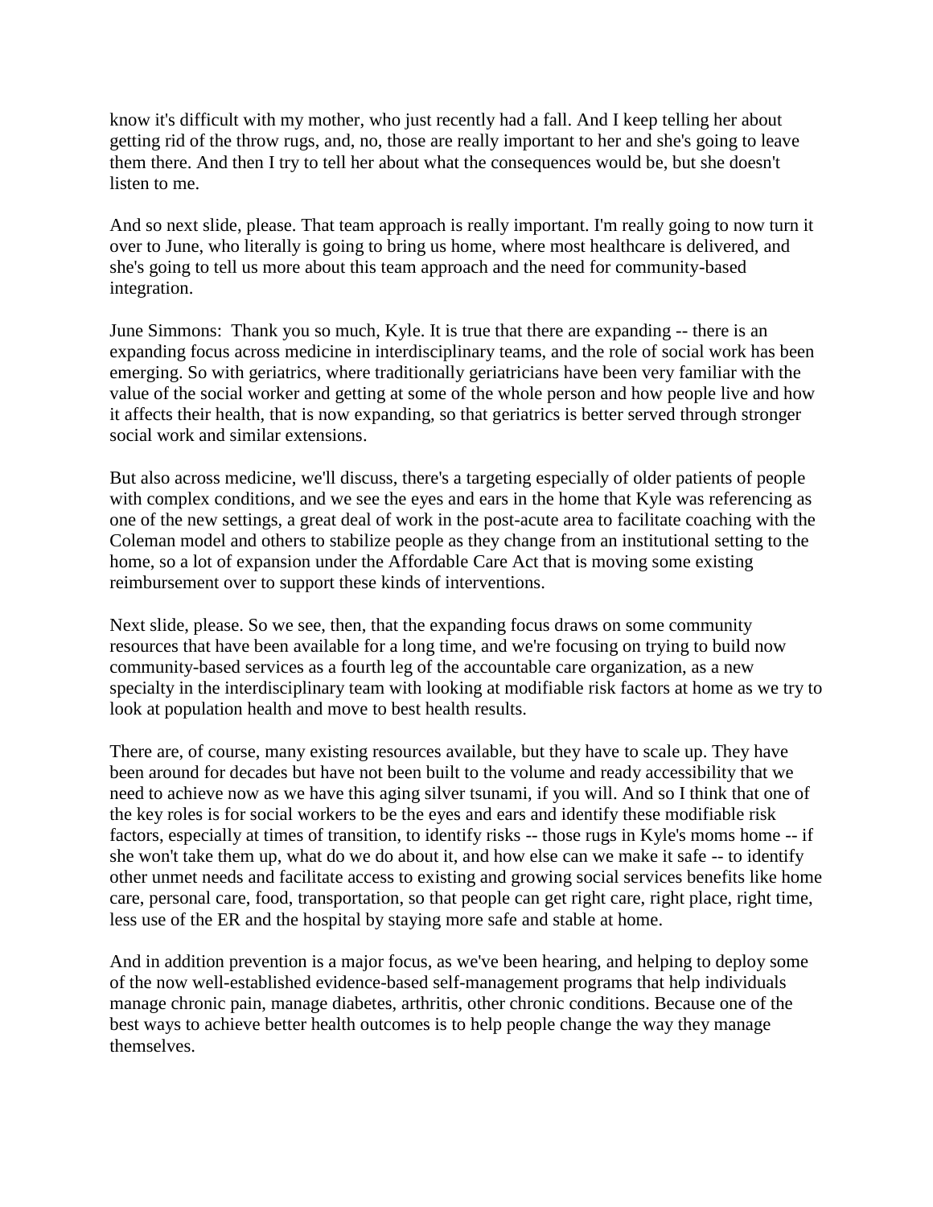know it's difficult with my mother, who just recently had a fall. And I keep telling her about getting rid of the throw rugs, and, no, those are really important to her and she's going to leave them there. And then I try to tell her about what the consequences would be, but she doesn't listen to me.

And so next slide, please. That team approach is really important. I'm really going to now turn it over to June, who literally is going to bring us home, where most healthcare is delivered, and she's going to tell us more about this team approach and the need for community-based integration.

June Simmons: Thank you so much, Kyle. It is true that there are expanding -- there is an expanding focus across medicine in interdisciplinary teams, and the role of social work has been emerging. So with geriatrics, where traditionally geriatricians have been very familiar with the value of the social worker and getting at some of the whole person and how people live and how it affects their health, that is now expanding, so that geriatrics is better served through stronger social work and similar extensions.

But also across medicine, we'll discuss, there's a targeting especially of older patients of people with complex conditions, and we see the eyes and ears in the home that Kyle was referencing as one of the new settings, a great deal of work in the post-acute area to facilitate coaching with the Coleman model and others to stabilize people as they change from an institutional setting to the home, so a lot of expansion under the Affordable Care Act that is moving some existing reimbursement over to support these kinds of interventions.

Next slide, please. So we see, then, that the expanding focus draws on some community resources that have been available for a long time, and we're focusing on trying to build now community-based services as a fourth leg of the accountable care organization, as a new specialty in the interdisciplinary team with looking at modifiable risk factors at home as we try to look at population health and move to best health results.

There are, of course, many existing resources available, but they have to scale up. They have been around for decades but have not been built to the volume and ready accessibility that we need to achieve now as we have this aging silver tsunami, if you will. And so I think that one of the key roles is for social workers to be the eyes and ears and identify these modifiable risk factors, especially at times of transition, to identify risks -- those rugs in Kyle's moms home -- if she won't take them up, what do we do about it, and how else can we make it safe -- to identify other unmet needs and facilitate access to existing and growing social services benefits like home care, personal care, food, transportation, so that people can get right care, right place, right time, less use of the ER and the hospital by staying more safe and stable at home.

And in addition prevention is a major focus, as we've been hearing, and helping to deploy some of the now well-established evidence-based self-management programs that help individuals manage chronic pain, manage diabetes, arthritis, other chronic conditions. Because one of the best ways to achieve better health outcomes is to help people change the way they manage themselves.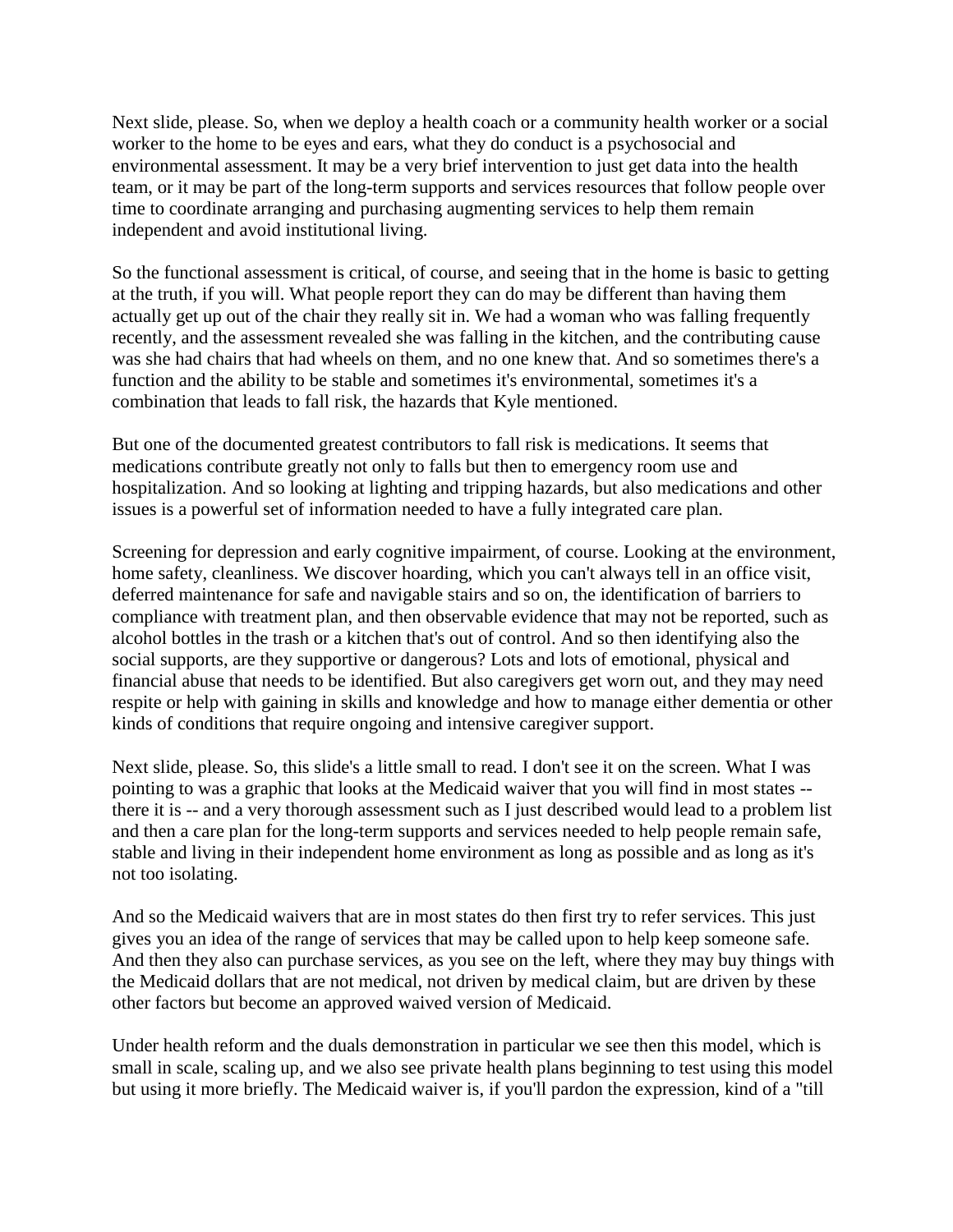Next slide, please. So, when we deploy a health coach or a community health worker or a social worker to the home to be eyes and ears, what they do conduct is a psychosocial and environmental assessment. It may be a very brief intervention to just get data into the health team, or it may be part of the long-term supports and services resources that follow people over time to coordinate arranging and purchasing augmenting services to help them remain independent and avoid institutional living.

So the functional assessment is critical, of course, and seeing that in the home is basic to getting at the truth, if you will. What people report they can do may be different than having them actually get up out of the chair they really sit in. We had a woman who was falling frequently recently, and the assessment revealed she was falling in the kitchen, and the contributing cause was she had chairs that had wheels on them, and no one knew that. And so sometimes there's a function and the ability to be stable and sometimes it's environmental, sometimes it's a combination that leads to fall risk, the hazards that Kyle mentioned.

But one of the documented greatest contributors to fall risk is medications. It seems that medications contribute greatly not only to falls but then to emergency room use and hospitalization. And so looking at lighting and tripping hazards, but also medications and other issues is a powerful set of information needed to have a fully integrated care plan.

Screening for depression and early cognitive impairment, of course. Looking at the environment, home safety, cleanliness. We discover hoarding, which you can't always tell in an office visit, deferred maintenance for safe and navigable stairs and so on, the identification of barriers to compliance with treatment plan, and then observable evidence that may not be reported, such as alcohol bottles in the trash or a kitchen that's out of control. And so then identifying also the social supports, are they supportive or dangerous? Lots and lots of emotional, physical and financial abuse that needs to be identified. But also caregivers get worn out, and they may need respite or help with gaining in skills and knowledge and how to manage either dementia or other kinds of conditions that require ongoing and intensive caregiver support.

Next slide, please. So, this slide's a little small to read. I don't see it on the screen. What I was pointing to was a graphic that looks at the Medicaid waiver that you will find in most states -- there it is -- and a very thorough assessment such as I just described would lead to a problem list and then a care plan for the long-term supports and services needed to help people remain safe, stable and living in their independent home environment as long as possible and as long as it's not too isolating.

And so the Medicaid waivers that are in most states do then first try to refer services. This just gives you an idea of the range of services that may be called upon to help keep someone safe. And then they also can purchase services, as you see on the left, where they may buy things with the Medicaid dollars that are not medical, not driven by medical claim, but are driven by these other factors but become an approved waived version of Medicaid.

Under health reform and the duals demonstration in particular we see then this model, which is small in scale, scaling up, and we also see private health plans beginning to test using this model but using it more briefly. The Medicaid waiver is, if you'll pardon the expression, kind of a "till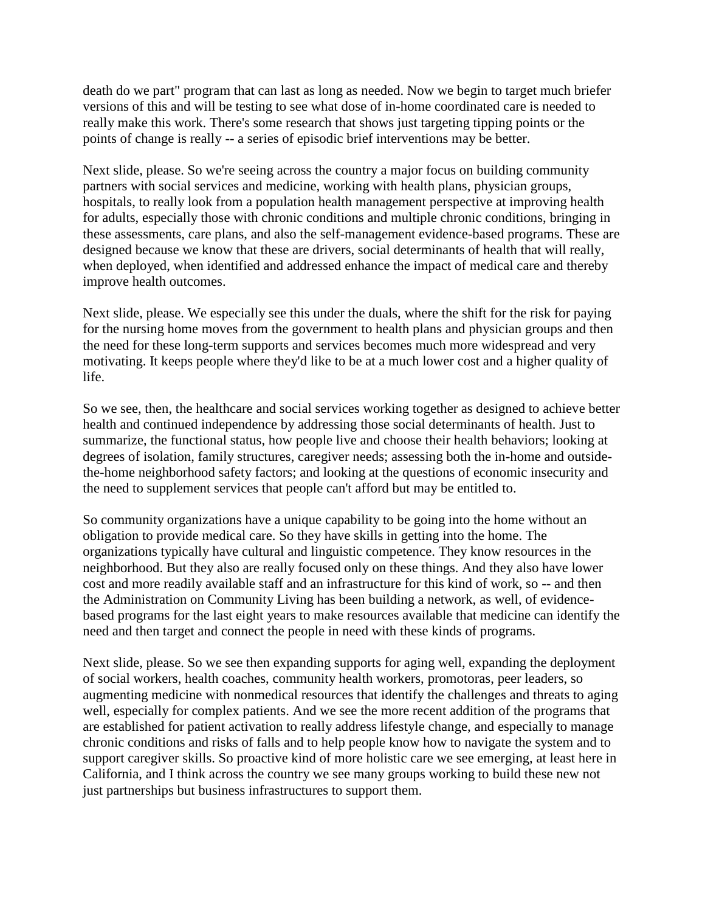death do we part" program that can last as long as needed. Now we begin to target much briefer versions of this and will be testing to see what dose of in-home coordinated care is needed to really make this work. There's some research that shows just targeting tipping points or the points of change is really -- a series of episodic brief interventions may be better.

Next slide, please. So we're seeing across the country a major focus on building community partners with social services and medicine, working with health plans, physician groups, hospitals, to really look from a population health management perspective at improving health for adults, especially those with chronic conditions and multiple chronic conditions, bringing in these assessments, care plans, and also the self-management evidence-based programs. These are designed because we know that these are drivers, social determinants of health that will really, when deployed, when identified and addressed enhance the impact of medical care and thereby improve health outcomes.

Next slide, please. We especially see this under the duals, where the shift for the risk for paying for the nursing home moves from the government to health plans and physician groups and then the need for these long-term supports and services becomes much more widespread and very motivating. It keeps people where they'd like to be at a much lower cost and a higher quality of life.

So we see, then, the healthcare and social services working together as designed to achieve better health and continued independence by addressing those social determinants of health. Just to summarize, the functional status, how people live and choose their health behaviors; looking at degrees of isolation, family structures, caregiver needs; assessing both the in-home and outside-the-home neighborhood safety factors; and looking at the questions of economic insecurity and the need to supplement services that people can't afford but may be entitled to.

So community organizations have a unique capability to be going into the home without an obligation to provide medical care. So they have skills in getting into the home. The organizations typically have cultural and linguistic competence. They know resources in the neighborhood. But they also are really focused only on these things. And they also have lower cost and more readily available staff and an infrastructure for this kind of work, so -- and then the Administration on Community Living has been building a network, as well, of evidence-based programs for the last eight years to make resources available that medicine can identify the need and then target and connect the people in need with these kinds of programs.

Next slide, please. So we see then expanding supports for aging well, expanding the deployment of social workers, health coaches, community health workers, promotoras, peer leaders, so augmenting medicine with nonmedical resources that identify the challenges and threats to aging well, especially for complex patients. And we see the more recent addition of the programs that are established for patient activation to really address lifestyle change, and especially to manage chronic conditions and risks of falls and to help people know how to navigate the system and to support caregiver skills. So proactive kind of more holistic care we see emerging, at least here in California, and I think across the country we see many groups working to build these new not just partnerships but business infrastructures to support them.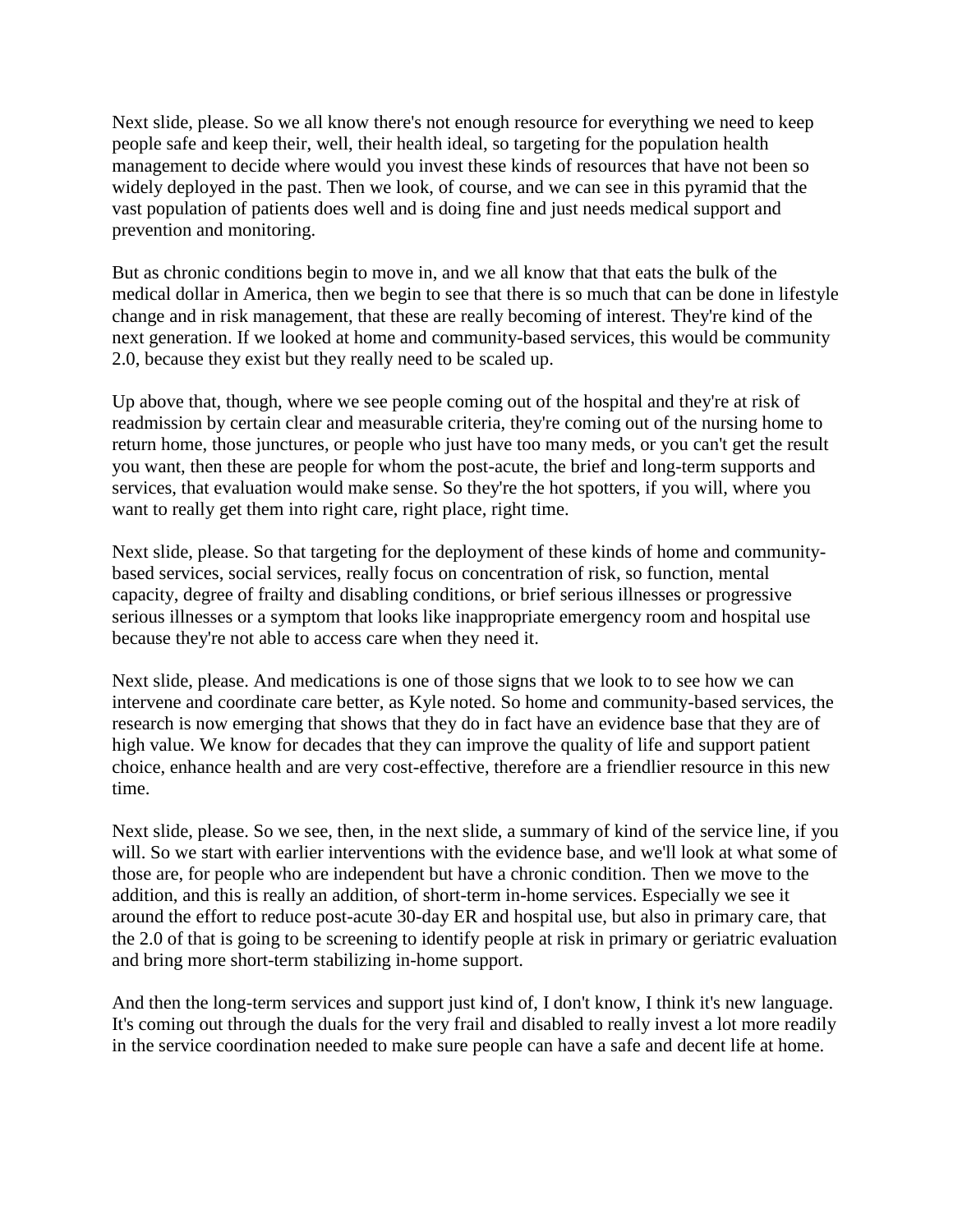Next slide, please. So we all know there's not enough resource for everything we need to keep people safe and keep their, well, their health ideal, so targeting for the population health management to decide where would you invest these kinds of resources that have not been so widely deployed in the past. Then we look, of course, and we can see in this pyramid that the vast population of patients does well and is doing fine and just needs medical support and prevention and monitoring.

But as chronic conditions begin to move in, and we all know that that eats the bulk of the medical dollar in America, then we begin to see that there is so much that can be done in lifestyle change and in risk management, that these are really becoming of interest. They're kind of the next generation. If we looked at home and community-based services, this would be community 2.0, because they exist but they really need to be scaled up.

Up above that, though, where we see people coming out of the hospital and they're at risk of readmission by certain clear and measurable criteria, they're coming out of the nursing home to return home, those junctures, or people who just have too many meds, or you can't get the result you want, then these are people for whom the post-acute, the brief and long-term supports and services, that evaluation would make sense. So they're the hot spotters, if you will, where you want to really get them into right care, right place, right time.

Next slide, please. So that targeting for the deployment of these kinds of home and community-based services, social services, really focus on concentration of risk, so function, mental capacity, degree of frailty and disabling conditions, or brief serious illnesses or progressive serious illnesses or a symptom that looks like inappropriate emergency room and hospital use because they're not able to access care when they need it.

Next slide, please. And medications is one of those signs that we look to to see how we can intervene and coordinate care better, as Kyle noted. So home and community-based services, the research is now emerging that shows that they do in fact have an evidence base that they are of high value. We know for decades that they can improve the quality of life and support patient choice, enhance health and are very cost-effective, therefore are a friendlier resource in this new time.

Next slide, please. So we see, then, in the next slide, a summary of kind of the service line, if you will. So we start with earlier interventions with the evidence base, and we'll look at what some of those are, for people who are independent but have a chronic condition. Then we move to the addition, and this is really an addition, of short-term in-home services. Especially we see it around the effort to reduce post-acute 30-day ER and hospital use, but also in primary care, that the 2.0 of that is going to be screening to identify people at risk in primary or geriatric evaluation and bring more short-term stabilizing in-home support.

And then the long-term services and support just kind of, I don't know, I think it's new language. It's coming out through the duals for the very frail and disabled to really invest a lot more readily in the service coordination needed to make sure people can have a safe and decent life at home.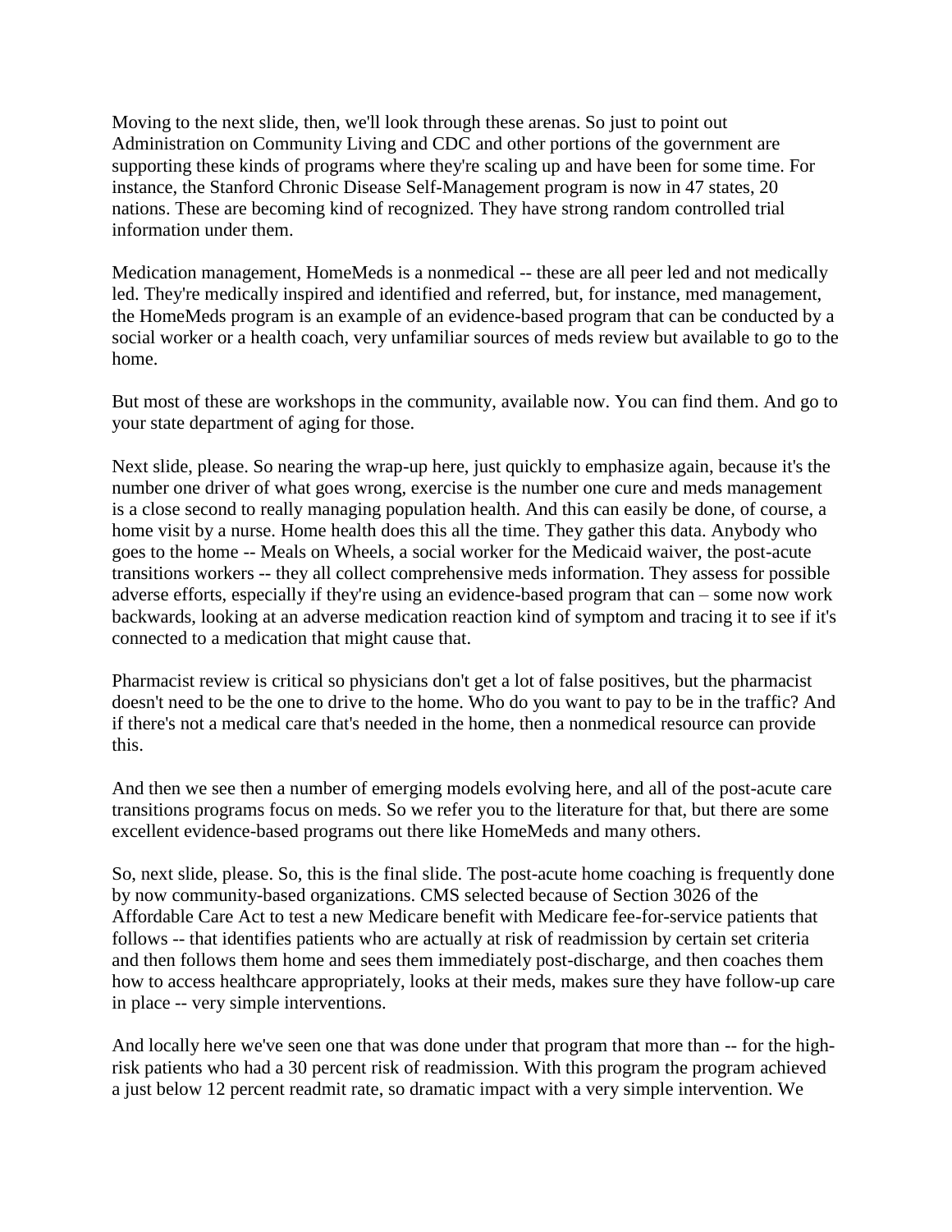Moving to the next slide, then, we'll look through these arenas. So just to point out Administration on Community Living and CDC and other portions of the government are supporting these kinds of programs where they're scaling up and have been for some time. For instance, the Stanford Chronic Disease Self-Management program is now in 47 states, 20 nations. These are becoming kind of recognized. They have strong random controlled trial information under them.

Medication management, HomeMeds is a nonmedical -- these are all peer led and not medically led. They're medically inspired and identified and referred, but, for instance, med management, the HomeMeds program is an example of an evidence-based program that can be conducted by a social worker or a health coach, very unfamiliar sources of meds review but available to go to the home.

But most of these are workshops in the community, available now. You can find them. And go to your state department of aging for those.

Next slide, please. So nearing the wrap-up here, just quickly to emphasize again, because it's the number one driver of what goes wrong, exercise is the number one cure and meds management is a close second to really managing population health. And this can easily be done, of course, a home visit by a nurse. Home health does this all the time. They gather this data. Anybody who goes to the home -- Meals on Wheels, a social worker for the Medicaid waiver, the post-acute transitions workers -- they all collect comprehensive meds information. They assess for possible adverse efforts, especially if they're using an evidence-based program that can – some now work backwards, looking at an adverse medication reaction kind of symptom and tracing it to see if it's connected to a medication that might cause that.

Pharmacist review is critical so physicians don't get a lot of false positives, but the pharmacist doesn't need to be the one to drive to the home. Who do you want to pay to be in the traffic? And if there's not a medical care that's needed in the home, then a nonmedical resource can provide this.

And then we see then a number of emerging models evolving here, and all of the post-acute care transitions programs focus on meds. So we refer you to the literature for that, but there are some excellent evidence-based programs out there like HomeMeds and many others.

So, next slide, please. So, this is the final slide. The post-acute home coaching is frequently done by now community-based organizations. CMS selected because of Section 3026 of the Affordable Care Act to test a new Medicare benefit with Medicare fee-for-service patients that follows -- that identifies patients who are actually at risk of readmission by certain set criteria and then follows them home and sees them immediately post-discharge, and then coaches them how to access healthcare appropriately, looks at their meds, makes sure they have follow-up care in place -- very simple interventions.

And locally here we've seen one that was done under that program that more than -- for the high-risk patients who had a 30 percent risk of readmission. With this program the program achieved a just below 12 percent readmit rate, so dramatic impact with a very simple intervention. We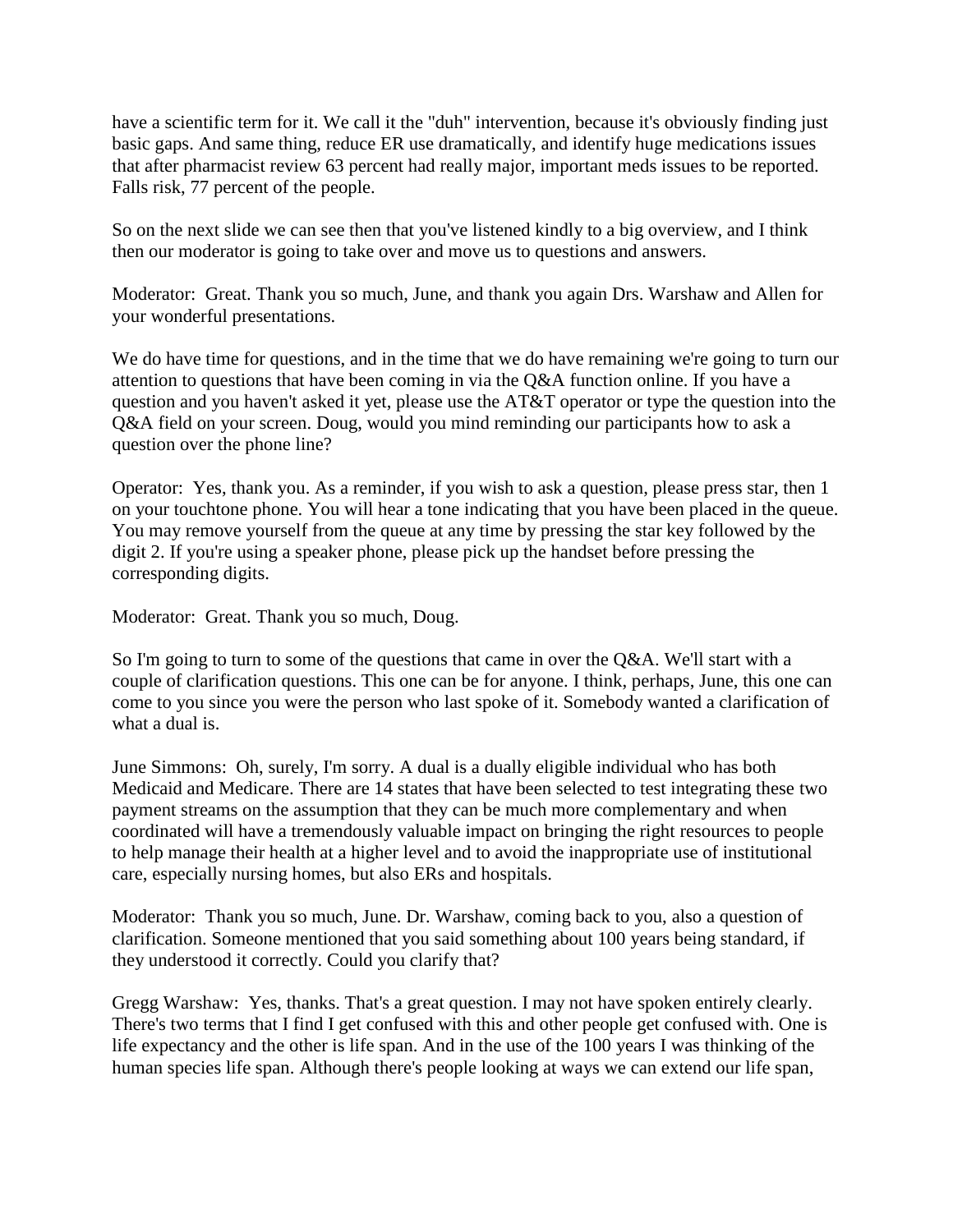have a scientific term for it. We call it the "duh" intervention, because it's obviously finding just basic gaps. And same thing, reduce ER use dramatically, and identify huge medications issues that after pharmacist review 63 percent had really major, important meds issues to be reported. Falls risk, 77 percent of the people.

So on the next slide we can see then that you've listened kindly to a big overview, and I think then our moderator is going to take over and move us to questions and answers.

Moderator: Great. Thank you so much, June, and thank you again Drs. Warshaw and Allen for your wonderful presentations.

We do have time for questions, and in the time that we do have remaining we're going to turn our attention to questions that have been coming in via the Q&A function online. If you have a question and you haven't asked it yet, please use the AT&T operator or type the question into the Q&A field on your screen. Doug, would you mind reminding our participants how to ask a question over the phone line?

Operator: Yes, thank you. As a reminder, if you wish to ask a question, please press star, then 1 on your touchtone phone. You will hear a tone indicating that you have been placed in the queue. You may remove yourself from the queue at any time by pressing the star key followed by the digit 2. If you're using a speaker phone, please pick up the handset before pressing the corresponding digits.

Moderator: Great. Thank you so much, Doug.

So I'm going to turn to some of the questions that came in over the Q&A. We'll start with a couple of clarification questions. This one can be for anyone. I think, perhaps, June, this one can come to you since you were the person who last spoke of it. Somebody wanted a clarification of what a dual is.

June Simmons: Oh, surely, I'm sorry. A dual is a dually eligible individual who has both Medicaid and Medicare. There are 14 states that have been selected to test integrating these two payment streams on the assumption that they can be much more complementary and when coordinated will have a tremendously valuable impact on bringing the right resources to people to help manage their health at a higher level and to avoid the inappropriate use of institutional care, especially nursing homes, but also ERs and hospitals.

Moderator: Thank you so much, June. Dr. Warshaw, coming back to you, also a question of clarification. Someone mentioned that you said something about 100 years being standard, if they understood it correctly. Could you clarify that?

Gregg Warshaw: Yes, thanks. That's a great question. I may not have spoken entirely clearly. There's two terms that I find I get confused with this and other people get confused with. One is life expectancy and the other is life span. And in the use of the 100 years I was thinking of the human species life span. Although there's people looking at ways we can extend our life span,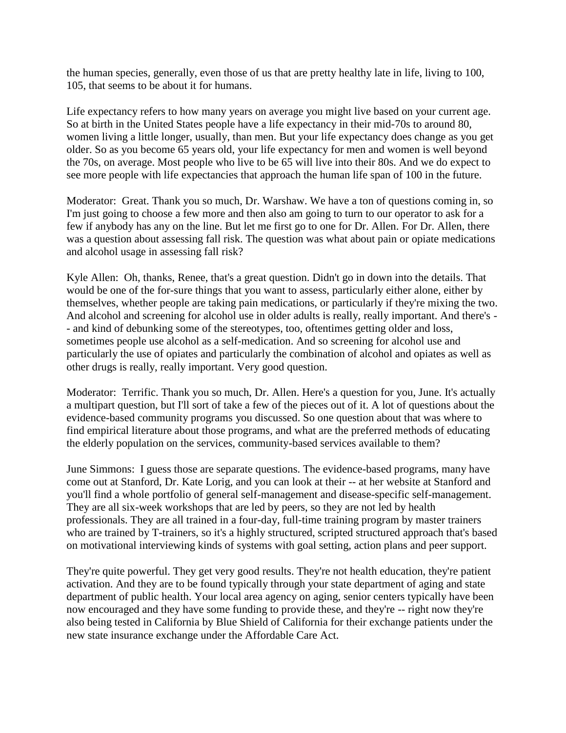the human species, generally, even those of us that are pretty healthy late in life, living to 100, 105, that seems to be about it for humans.

Life expectancy refers to how many years on average you might live based on your current age. So at birth in the United States people have a life expectancy in their mid-70s to around 80, women living a little longer, usually, than men. But your life expectancy does change as you get older. So as you become 65 years old, your life expectancy for men and women is well beyond the 70s, on average. Most people who live to be 65 will live into their 80s. And we do expect to see more people with life expectancies that approach the human life span of 100 in the future.

Moderator: Great. Thank you so much, Dr. Warshaw. We have a ton of questions coming in, so I'm just going to choose a few more and then also am going to turn to our operator to ask for a few if anybody has any on the line. But let me first go to one for Dr. Allen. For Dr. Allen, there was a question about assessing fall risk. The question was what about pain or opiate medications and alcohol usage in assessing fall risk?

Kyle Allen: Oh, thanks, Renee, that's a great question. Didn't go in down into the details. That would be one of the for-sure things that you want to assess, particularly either alone, either by themselves, whether people are taking pain medications, or particularly if they're mixing the two. And alcohol and screening for alcohol use in older adults is really, really important. And there's -- and kind of debunking some of the stereotypes, too, oftentimes getting older and loss, sometimes people use alcohol as a self-medication. And so screening for alcohol use and particularly the use of opiates and particularly the combination of alcohol and opiates as well as other drugs is really, really important. Very good question.

Moderator: Terrific. Thank you so much, Dr. Allen. Here's a question for you, June. It's actually a multipart question, but I'll sort of take a few of the pieces out of it. A lot of questions about the evidence-based community programs you discussed. So one question about that was where to find empirical literature about those programs, and what are the preferred methods of educating the elderly population on the services, community-based services available to them?

June Simmons: I guess those are separate questions. The evidence-based programs, many have come out at Stanford, Dr. Kate Lorig, and you can look at their -- at her website at Stanford and you'll find a whole portfolio of general self-management and disease-specific self-management. They are all six-week workshops that are led by peers, so they are not led by health professionals. They are all trained in a four-day, full-time training program by master trainers who are trained by T-trainers, so it's a highly structured, scripted structured approach that's based on motivational interviewing kinds of systems with goal setting, action plans and peer support.

They're quite powerful. They get very good results. They're not health education, they're patient activation. And they are to be found typically through your state department of aging and state department of public health. Your local area agency on aging, senior centers typically have been now encouraged and they have some funding to provide these, and they're -- right now they're also being tested in California by Blue Shield of California for their exchange patients under the new state insurance exchange under the Affordable Care Act.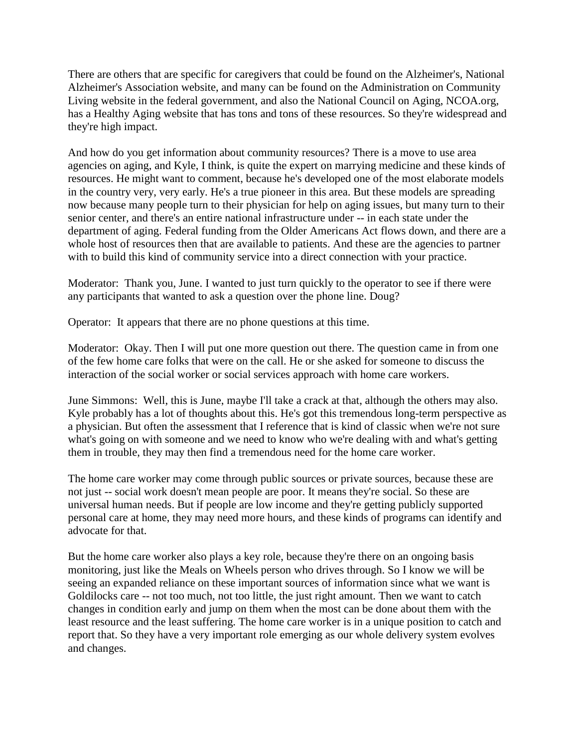There are others that are specific for caregivers that could be found on the Alzheimer's, National Alzheimer's Association website, and many can be found on the Administration on Community Living website in the federal government, and also the National Council on Aging, NCOA.org, has a Healthy Aging website that has tons and tons of these resources. So they're widespread and they're high impact.

And how do you get information about community resources? There is a move to use area agencies on aging, and Kyle, I think, is quite the expert on marrying medicine and these kinds of resources. He might want to comment, because he's developed one of the most elaborate models in the country very, very early. He's a true pioneer in this area. But these models are spreading now because many people turn to their physician for help on aging issues, but many turn to their senior center, and there's an entire national infrastructure under -- in each state under the department of aging. Federal funding from the Older Americans Act flows down, and there are a whole host of resources then that are available to patients. And these are the agencies to partner with to build this kind of community service into a direct connection with your practice.

Moderator: Thank you, June. I wanted to just turn quickly to the operator to see if there were any participants that wanted to ask a question over the phone line. Doug?

Operator: It appears that there are no phone questions at this time.

Moderator: Okay. Then I will put one more question out there. The question came in from one of the few home care folks that were on the call. He or she asked for someone to discuss the interaction of the social worker or social services approach with home care workers.

June Simmons: Well, this is June, maybe I'll take a crack at that, although the others may also. Kyle probably has a lot of thoughts about this. He's got this tremendous long-term perspective as a physician. But often the assessment that I reference that is kind of classic when we're not sure what's going on with someone and we need to know who we're dealing with and what's getting them in trouble, they may then find a tremendous need for the home care worker.

The home care worker may come through public sources or private sources, because these are not just -- social work doesn't mean people are poor. It means they're social. So these are universal human needs. But if people are low income and they're getting publicly supported personal care at home, they may need more hours, and these kinds of programs can identify and advocate for that.

But the home care worker also plays a key role, because they're there on an ongoing basis monitoring, just like the Meals on Wheels person who drives through. So I know we will be seeing an expanded reliance on these important sources of information since what we want is Goldilocks care -- not too much, not too little, the just right amount. Then we want to catch changes in condition early and jump on them when the most can be done about them with the least resource and the least suffering. The home care worker is in a unique position to catch and report that. So they have a very important role emerging as our whole delivery system evolves and changes.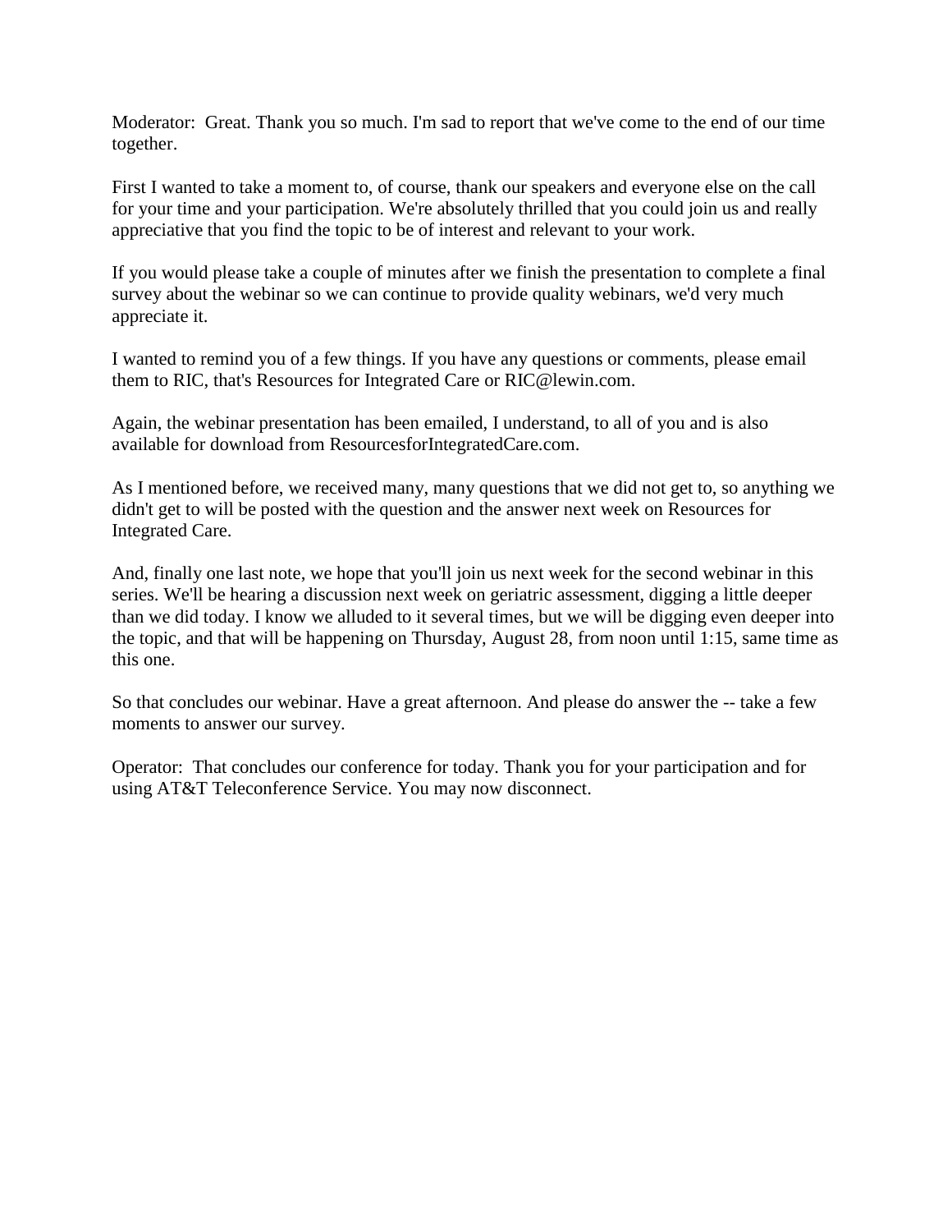Moderator: Great. Thank you so much. I'm sad to report that we've come to the end of our time together.

First I wanted to take a moment to, of course, thank our speakers and everyone else on the call for your time and your participation. We're absolutely thrilled that you could join us and really appreciative that you find the topic to be of interest and relevant to your work.

If you would please take a couple of minutes after we finish the presentation to complete a final survey about the webinar so we can continue to provide quality webinars, we'd very much appreciate it.

I wanted to remind you of a few things. If you have any questions or comments, please email them to RIC, that's Resources for Integrated Care or RIC@lewin.com.

Again, the webinar presentation has been emailed, I understand, to all of you and is also available for download from ResourcesforIntegratedCare.com.

As I mentioned before, we received many, many questions that we did not get to, so anything we didn't get to will be posted with the question and the answer next week on Resources for Integrated Care.

And, finally one last note, we hope that you'll join us next week for the second webinar in this series. We'll be hearing a discussion next week on geriatric assessment, digging a little deeper than we did today. I know we alluded to it several times, but we will be digging even deeper into the topic, and that will be happening on Thursday, August 28, from noon until 1:15, same time as this one.

So that concludes our webinar. Have a great afternoon. And please do answer the -- take a few moments to answer our survey.

Operator: That concludes our conference for today. Thank you for your participation and for using AT&T Teleconference Service. You may now disconnect.